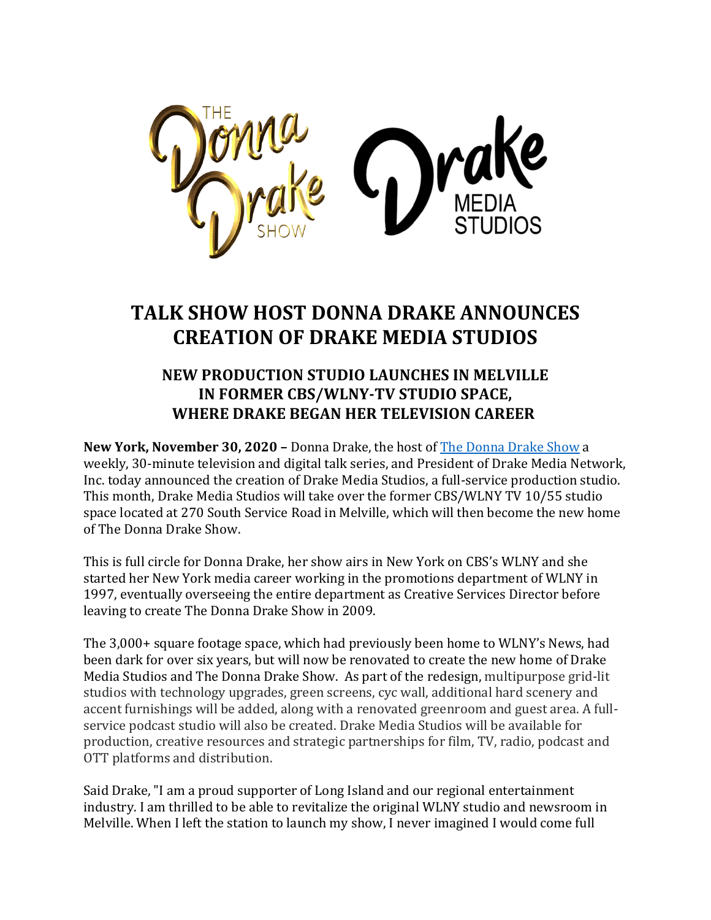# TALK SHOW HOST DONNA DRAKE ANNOUNCES CREATION OF DRAKE MEDIA STUDIOS

## NEW PRODUCTION STUDIO LAUNCHES IN MELVILLE IN FORMER CBS/WLNY-TV STUDIO SPACE, WHERE DRAKE BEGAN HER TELEVISION CAREER

**New York, November 30, 2020 –** Donna Drake, the host of The Donna Drake Show a weekly, 30-minute television and digital talk series, and President of Drake Media Network, Inc. today announced the creation of Drake Media Studios, a full-service production studio. This month, Drake Media Studios will take over the former CBS/WLNY TV 10/55 studio space located at 270 South Service Road in Melville, which will then become the new home of The Donna Drake Show.

This is full circle for Donna Drake, her show airs in New York on CBS's WLNY and she started her New York media career working in the promotions department of WLNY in 1997, eventually overseeing the entire department as Creative Services Director before leaving to create The Donna Drake Show in 2009.

The 3,000+ square footage space, which had previously been home to WLNY's News, had been dark for over six years, but will now be renovated to create the new home of Drake Media Studios and The Donna Drake Show. As part of the redesign, multipurpose grid-lit studios with technology upgrades, green screens, cyc wall, additional hard scenery and accent furnishings will be added, along with a renovated greenroom and guest area. A full-service podcast studio will also be created. Drake Media Studios will be available for production, creative resources and strategic partnerships for film, TV, radio, podcast and OTT platforms and distribution.

Said Drake, "I am a proud supporter of Long Island and our regional entertainment industry. I am thrilled to be able to revitalize the original WLNY studio and newsroom in Melville. When I left the station to launch my show, I never imagined I would come full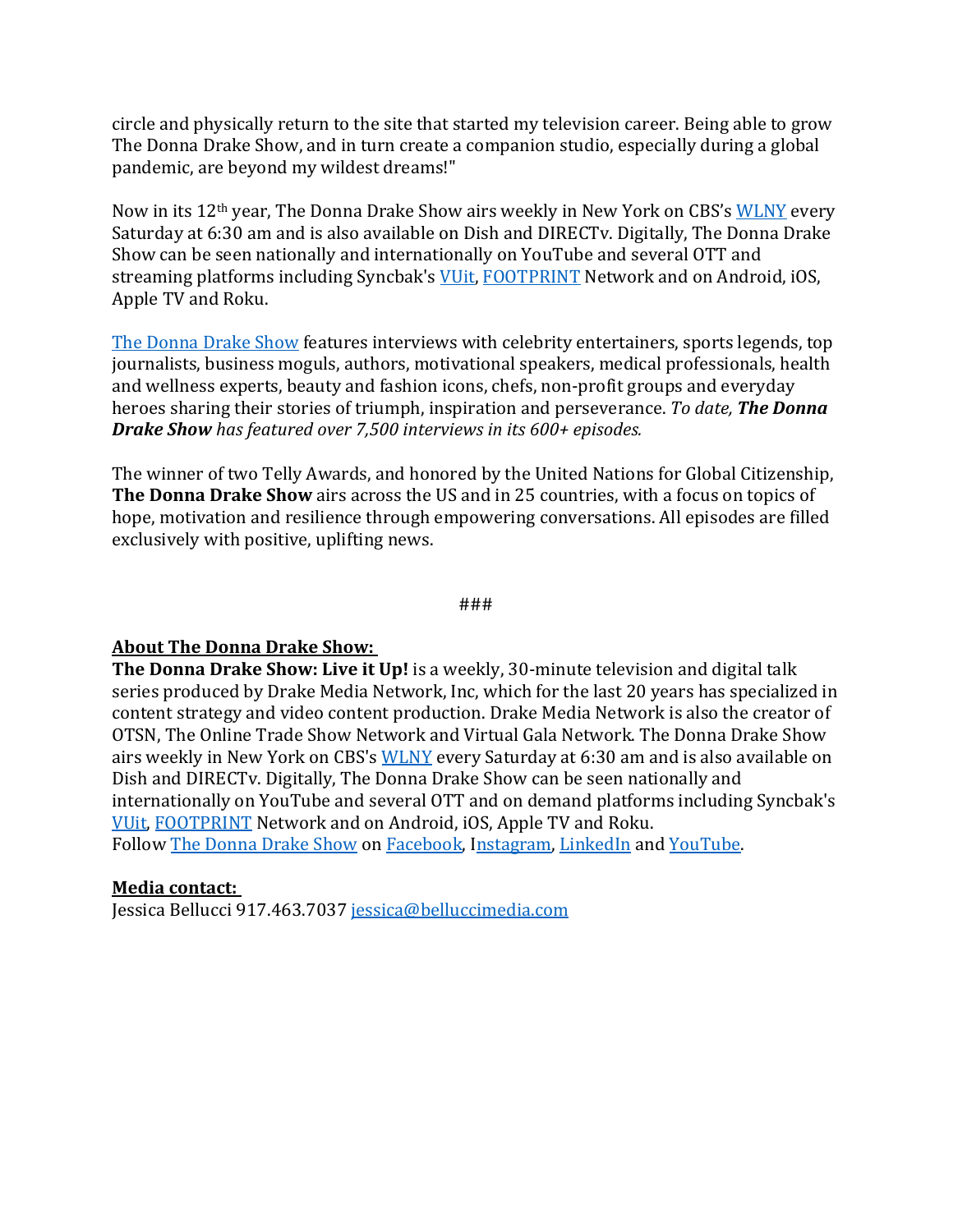circle and physically return to the site that started my television career. Being able to grow The Donna Drake Show, and in turn create a companion studio, especially during a global pandemic, are beyond my wildest dreams!"

Now in its 12th year, The Donna Drake Show airs weekly in New York on CBS's WLNY every Saturday at 6:30 am and is also available on Dish and DIRECTv. Digitally, The Donna Drake Show can be seen nationally and internationally on YouTube and several OTT and streaming platforms including Syncbak's VUit, FOOTPRINT Network and on Android, iOS, Apple TV and Roku.

The Donna Drake Show features interviews with celebrity entertainers, sports legends, top journalists, business moguls, authors, motivational speakers, medical professionals, health and wellness experts, beauty and fashion icons, chefs, non-profit groups and everyday heroes sharing their stories of triumph, inspiration and perseverance. *To date, **The Donna Drake Show** has featured over 7,500 interviews in its 600+ episodes.*

The winner of two Telly Awards, and honored by the United Nations for Global Citizenship, **The Donna Drake Show** airs across the US and in 25 countries, with a focus on topics of hope, motivation and resilience through empowering conversations. All episodes are filled exclusively with positive, uplifting news.

###

**About The Donna Drake Show:**

**The Donna Drake Show: Live it Up!** is a weekly, 30-minute television and digital talk series produced by Drake Media Network, Inc, which for the last 20 years has specialized in content strategy and video content production. Drake Media Network is also the creator of OTSN, The Online Trade Show Network and Virtual Gala Network. The Donna Drake Show airs weekly in New York on CBS's WLNY every Saturday at 6:30 am and is also available on Dish and DIRECTv. Digitally, The Donna Drake Show can be seen nationally and internationally on YouTube and several OTT and on demand platforms including Syncbak's VUit, FOOTPRINT Network and on Android, iOS, Apple TV and Roku.
Follow The Donna Drake Show on Facebook, Instagram, LinkedIn and YouTube.

**Media contact:**

Jessica Bellucci 917.463.7037 jessica@belluccimedia.com